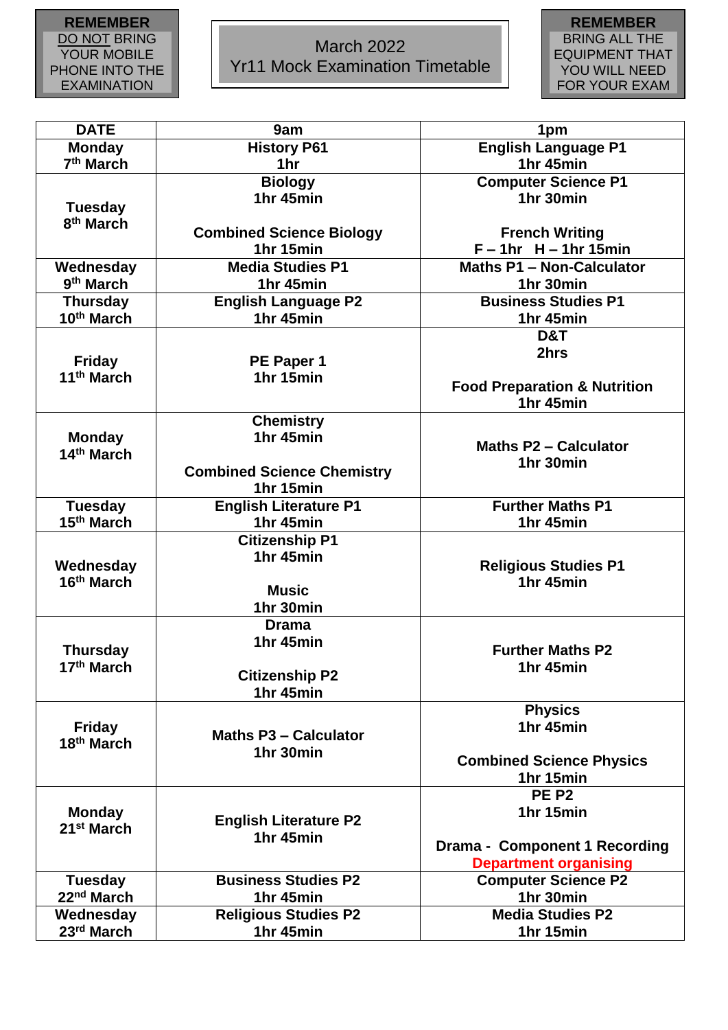**REMEMBER**
DO NOT BRING YOUR MOBILE PHONE INTO THE EXAMINATION

# March 2022
# Yr11 Mock Examination Timetable

**REMEMBER**
BRING ALL THE EQUIPMENT THAT YOU WILL NEED FOR YOUR EXAM

| DATE | 9am | 1pm |
|---|---|---|
| **Monday 7th March** | **History P61** **1hr** | **English Language P1** **1hr 45min** |
| **Tuesday 8th March** | **Biology** **1hr 45min** **Combined Science Biology** **1hr 15min** | **Computer Science P1** **1hr 30min** **French Writing** **F – 1hr H – 1hr 15min** |
| **Wednesday 9th March** | **Media Studies P1** **1hr 45min** | **Maths P1 – Non-Calculator** **1hr 30min** |
| **Thursday 10th March** | **English Language P2** **1hr 45min** | **Business Studies P1** **1hr 45min** |
| **Friday 11th March** | **PE Paper 1** **1hr 15min** | **D&T** **2hrs** **Food Preparation & Nutrition** **1hr 45min** |
| **Monday 14th March** | **Chemistry** **1hr 45min** **Combined Science Chemistry** **1hr 15min** | **Maths P2 – Calculator** **1hr 30min** |
| **Tuesday 15th March** | **English Literature P1** **1hr 45min** | **Further Maths P1** **1hr 45min** |
| **Wednesday 16th March** | **Citizenship P1** **1hr 45min** **Music** **1hr 30min** | **Religious Studies P1** **1hr 45min** |
| **Thursday 17th March** | **Drama** **1hr 45min** **Citizenship P2** **1hr 45min** | **Further Maths P2** **1hr 45min** |
| **Friday 18th March** | **Maths P3 – Calculator** **1hr 30min** | **Physics** **1hr 45min** **Combined Science Physics** **1hr 15min** |
| **Monday 21st March** | **English Literature P2** **1hr 45min** | **PE P2** **1hr 15min** **Drama - Component 1 Recording** **Department organising** |
| **Tuesday 22nd March** | **Business Studies P2** **1hr 45min** | **Computer Science P2** **1hr 30min** |
| **Wednesday 23rd March** | **Religious Studies P2** **1hr 45min** | **Media Studies P2** **1hr 15min** |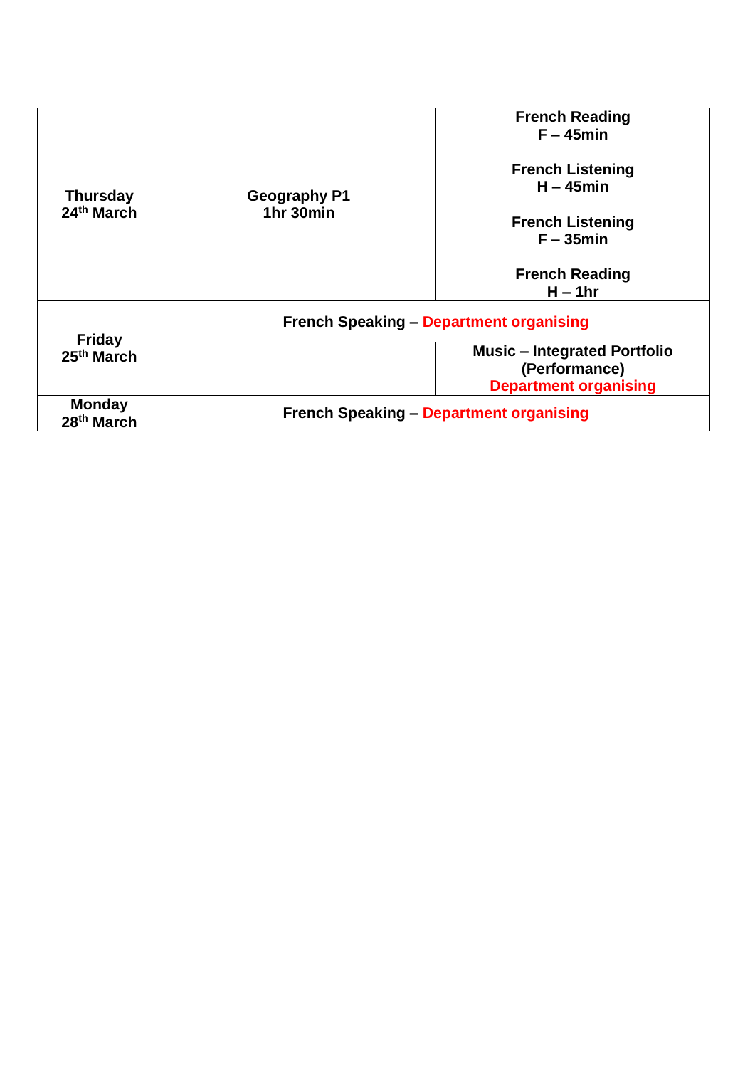| | | |
|---|---|---|
| **Thursday 24th March** | **Geography P1 1hr 30min** | **French Reading F – 45min**<br><br>**French Listening H – 45min**<br><br>**French Listening F – 35min**<br><br>**French Reading H – 1hr** |
| **Friday 25th March** | **French Speaking – Department organising** | |
| | | **Music – Integrated Portfolio (Performance) Department organising** |
| **Monday 28th March** | **French Speaking – Department organising** | |